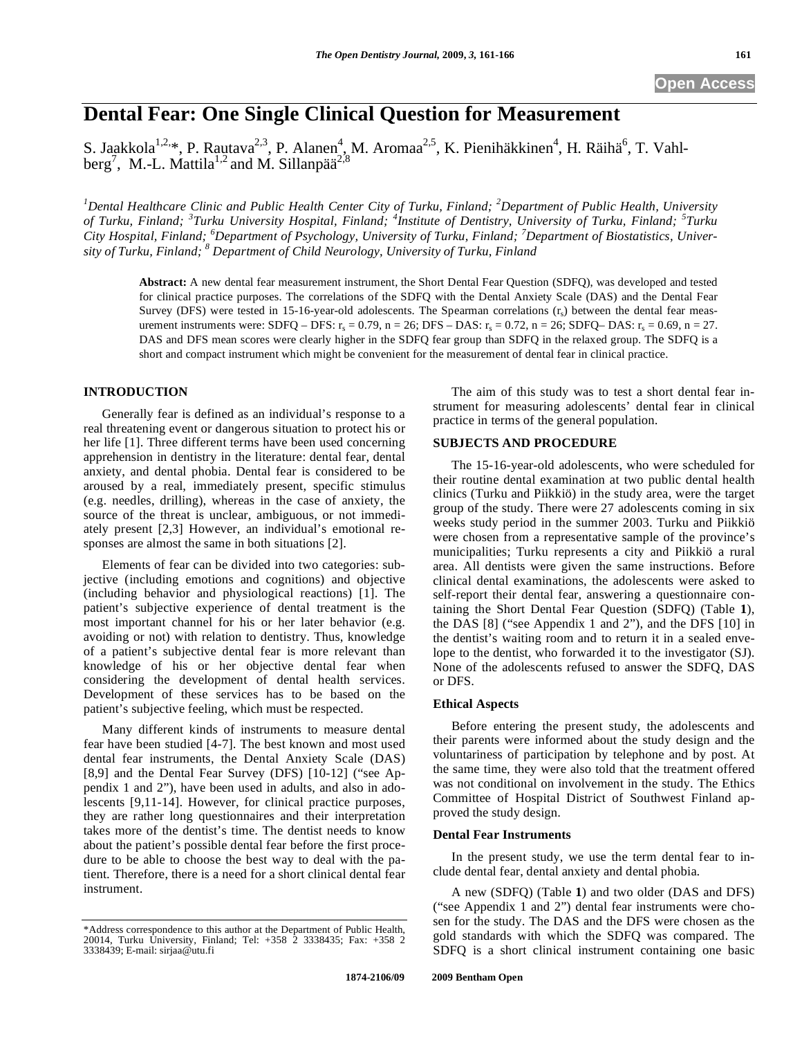# Dental Fear: One Single Clinical Question for Measurement

S. Jaakkola[1,2,*], P. Rautava[2,3], P. Alanen[4], M. Aromaa[2,5], K. Pienihäkkinen[4], H. Räihä[6], T. Vahlberg[7], M.-L. Mattila[1,2] and M. Sillanpää[2,8]

*[1]Dental Healthcare Clinic and Public Health Center City of Turku, Finland; [2]Department of Public Health, University of Turku, Finland; [3]Turku University Hospital, Finland; [4]Institute of Dentistry, University of Turku, Finland; [5]Turku City Hospital, Finland; [6]Department of Psychology, University of Turku, Finland; [7]Department of Biostatistics, University of Turku, Finland; [8] Department of Child Neurology, University of Turku, Finland*

**Abstract:** A new dental fear measurement instrument, the Short Dental Fear Question (SDFQ), was developed and tested for clinical practice purposes. The correlations of the SDFQ with the Dental Anxiety Scale (DAS) and the Dental Fear Survey (DFS) were tested in 15-16-year-old adolescents. The Spearman correlations ($r_s$) between the dental fear measurement instruments were: SDFQ – DFS: $r_s$ = 0.79, n = 26; DFS – DAS: $r_s$ = 0.72, n = 26; SDFQ– DAS: $r_s$ = 0.69, n = 27. DAS and DFS mean scores were clearly higher in the SDFQ fear group than SDFQ in the relaxed group. The SDFQ is a short and compact instrument which might be convenient for the measurement of dental fear in clinical practice.

## INTRODUCTION

Generally fear is defined as an individual's response to a real threatening event or dangerous situation to protect his or her life [1]. Three different terms have been used concerning apprehension in dentistry in the literature: dental fear, dental anxiety, and dental phobia. Dental fear is considered to be aroused by a real, immediately present, specific stimulus (e.g. needles, drilling), whereas in the case of anxiety, the source of the threat is unclear, ambiguous, or not immediately present [2,3] However, an individual's emotional responses are almost the same in both situations [2].

Elements of fear can be divided into two categories: subjective (including emotions and cognitions) and objective (including behavior and physiological reactions) [1]. The patient's subjective experience of dental treatment is the most important channel for his or her later behavior (e.g. avoiding or not) with relation to dentistry. Thus, knowledge of a patient's subjective dental fear is more relevant than knowledge of his or her objective dental fear when considering the development of dental health services. Development of these services has to be based on the patient's subjective feeling, which must be respected.

Many different kinds of instruments to measure dental fear have been studied [4-7]. The best known and most used dental fear instruments, the Dental Anxiety Scale (DAS) [8,9] and the Dental Fear Survey (DFS) [10-12] ("see Appendix 1 and 2"), have been used in adults, and also in adolescents [9,11-14]. However, for clinical practice purposes, they are rather long questionnaires and their interpretation takes more of the dentist's time. The dentist needs to know about the patient's possible dental fear before the first procedure to be able to choose the best way to deal with the patient. Therefore, there is a need for a short clinical dental fear instrument.

The aim of this study was to test a short dental fear instrument for measuring adolescents' dental fear in clinical practice in terms of the general population.

## SUBJECTS AND PROCEDURE

The 15-16-year-old adolescents, who were scheduled for their routine dental examination at two public dental health clinics (Turku and Piikkiö) in the study area, were the target group of the study. There were 27 adolescents coming in six weeks study period in the summer 2003. Turku and Piikkiö were chosen from a representative sample of the province's municipalities; Turku represents a city and Piikkiö a rural area. All dentists were given the same instructions. Before clinical dental examinations, the adolescents were asked to self-report their dental fear, answering a questionnaire containing the Short Dental Fear Question (SDFQ) (Table **1**), the DAS [8] ("see Appendix 1 and 2"), and the DFS [10] in the dentist's waiting room and to return it in a sealed envelope to the dentist, who forwarded it to the investigator (SJ). None of the adolescents refused to answer the SDFQ, DAS or DFS.

### Ethical Aspects

Before entering the present study, the adolescents and their parents were informed about the study design and the voluntariness of participation by telephone and by post. At the same time, they were also told that the treatment offered was not conditional on involvement in the study. The Ethics Committee of Hospital District of Southwest Finland approved the study design.

### Dental Fear Instruments

In the present study, we use the term dental fear to include dental fear, dental anxiety and dental phobia.

A new (SDFQ) (Table **1**) and two older (DAS and DFS) ("see Appendix 1 and 2") dental fear instruments were chosen for the study. The DAS and the DFS were chosen as the gold standards with which the SDFQ was compared. The SDFQ is a short clinical instrument containing one basic

*Address correspondence to this author at the Department of Public Health, 20014, Turku University, Finland; Tel: +358 2 3338435; Fax: +358 2 3338439; E-mail: sirjaa@utu.fi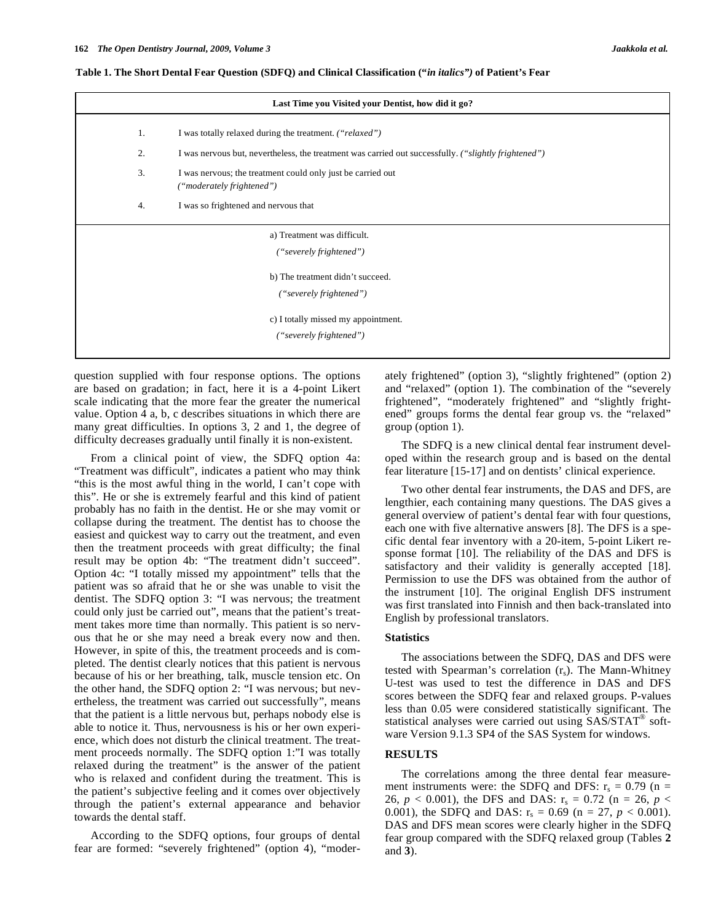**Table 1. The Short Dental Fear Question (SDFQ) and Clinical Classification ("*in italics*") of Patient's Fear**

| Last Time you Visited your Dentist, how did it go? | |
|---|---|
| 1. | I was totally relaxed during the treatment. *("relaxed")* |
| 2. | I was nervous but, nevertheless, the treatment was carried out successfully. *("slightly frightened")* |
| 3. | I was nervous; the treatment could only just be carried out *("moderately frightened")* |
| 4. | I was so frightened and nervous that |
| | a) Treatment was difficult. *("severely frightened")* |
| | b) The treatment didn't succeed. *("severely frightened")* |
| | c) I totally missed my appointment. *("severely frightened")* |

question supplied with four response options. The options are based on gradation; in fact, here it is a 4-point Likert scale indicating that the more fear the greater the numerical value. Option 4 a, b, c describes situations in which there are many great difficulties. In options 3, 2 and 1, the degree of difficulty decreases gradually until finally it is non-existent.

From a clinical point of view, the SDFQ option 4a: "Treatment was difficult", indicates a patient who may think "this is the most awful thing in the world, I can't cope with this". He or she is extremely fearful and this kind of patient probably has no faith in the dentist. He or she may vomit or collapse during the treatment. The dentist has to choose the easiest and quickest way to carry out the treatment, and even then the treatment proceeds with great difficulty; the final result may be option 4b: "The treatment didn't succeed". Option 4c: "I totally missed my appointment" tells that the patient was so afraid that he or she was unable to visit the dentist. The SDFQ option 3: "I was nervous; the treatment could only just be carried out", means that the patient's treatment takes more time than normally. This patient is so nervous that he or she may need a break every now and then. However, in spite of this, the treatment proceeds and is completed. The dentist clearly notices that this patient is nervous because of his or her breathing, talk, muscle tension etc. On the other hand, the SDFQ option 2: "I was nervous; but nevertheless, the treatment was carried out successfully", means that the patient is a little nervous but, perhaps nobody else is able to notice it. Thus, nervousness is his or her own experience, which does not disturb the clinical treatment. The treatment proceeds normally. The SDFQ option 1:"I was totally relaxed during the treatment" is the answer of the patient who is relaxed and confident during the treatment. This is the patient's subjective feeling and it comes over objectively through the patient's external appearance and behavior towards the dental staff.

According to the SDFQ options, four groups of dental fear are formed: "severely frightened" (option 4), "moderately frightened" (option 3), "slightly frightened" (option 2) and "relaxed" (option 1). The combination of the "severely frightened", "moderately frightened" and "slightly frightened" groups forms the dental fear group vs. the "relaxed" group (option 1).

The SDFQ is a new clinical dental fear instrument developed within the research group and is based on the dental fear literature [15-17] and on dentists' clinical experience.

Two other dental fear instruments, the DAS and DFS, are lengthier, each containing many questions. The DAS gives a general overview of patient's dental fear with four questions, each one with five alternative answers [8]. The DFS is a specific dental fear inventory with a 20-item, 5-point Likert response format [10]. The reliability of the DAS and DFS is satisfactory and their validity is generally accepted [18]. Permission to use the DFS was obtained from the author of the instrument [10]. The original English DFS instrument was first translated into Finnish and then back-translated into English by professional translators.

### Statistics

The associations between the SDFQ, DAS and DFS were tested with Spearman's correlation ($r_s$). The Mann-Whitney U-test was used to test the difference in DAS and DFS scores between the SDFQ fear and relaxed groups. P-values less than 0.05 were considered statistically significant. The statistical analyses were carried out using SAS/STAT® software Version 9.1.3 SP4 of the SAS System for windows.

## RESULTS

The correlations among the three dental fear measurement instruments were: the SDFQ and DFS: $r_s = 0.79$ ($n = 26$, $p < 0.001$), the DFS and DAS: $r_s = 0.72$ ($n = 26$, $p < 0.001$), the SDFQ and DAS: $r_s = 0.69$ ($n = 27$, $p < 0.001$). DAS and DFS mean scores were clearly higher in the SDFQ fear group compared with the SDFQ relaxed group (Tables **2** and **3**).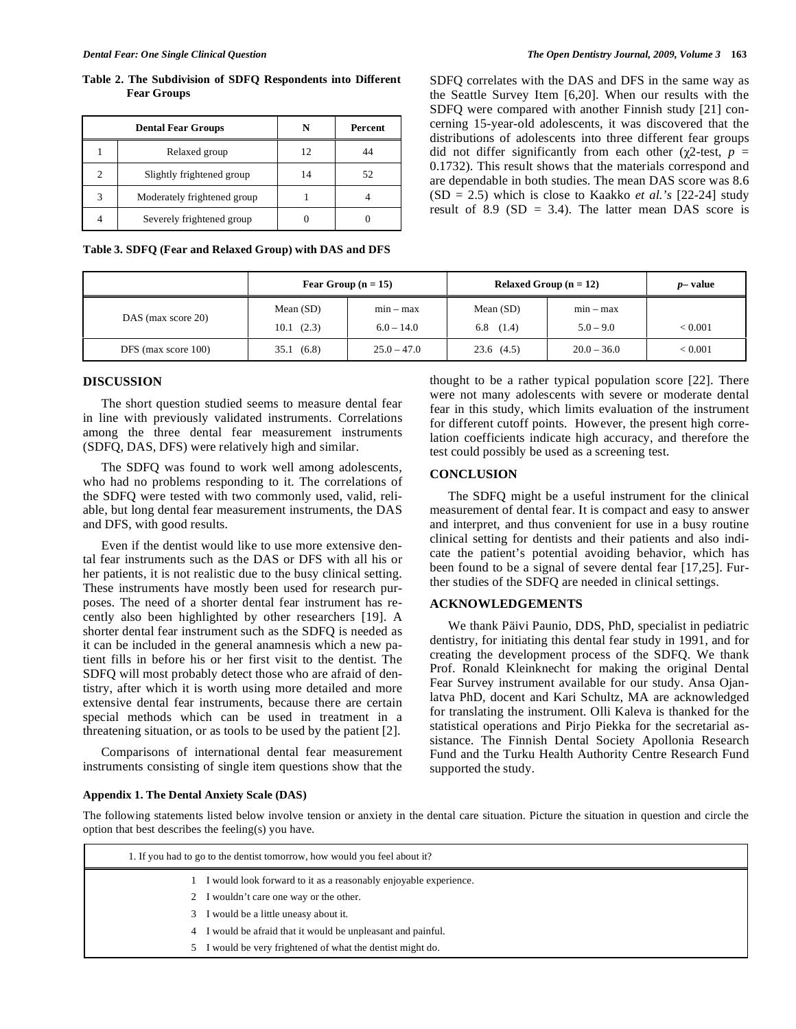**Table 2. The Subdivision of SDFQ Respondents into Different Fear Groups**

| Dental Fear Groups | | N | Percent |
|---|---|---|---|
| 1 | Relaxed group | 12 | 44 |
| 2 | Slightly frightened group | 14 | 52 |
| 3 | Moderately frightened group | 1 | 4 |
| 4 | Severely frightened group | 0 | 0 |

SDFQ correlates with the DAS and DFS in the same way as the Seattle Survey Item [6,20]. When our results with the SDFQ were compared with another Finnish study [21] concerning 15-year-old adolescents, it was discovered that the distributions of adolescents into three different fear groups did not differ significantly from each other ($\chi 2$-test, $p$ = 0.1732). This result shows that the materials correspond and are dependable in both studies. The mean DAS score was 8.6 (SD = 2.5) which is close to Kaakko *et al.'s* [22-24] study result of 8.9 (SD = 3.4). The latter mean DAS score is thought to be a rather typical population score [22]. There were not many adolescents with severe or moderate dental fear in this study, which limits evaluation of the instrument for different cutoff points. However, the present high correlation coefficients indicate high accuracy, and therefore the test could possibly be used as a screening test.

**Table 3. SDFQ (Fear and Relaxed Group) with DAS and DFS**

| | Fear Group (n = 15) | | Relaxed Group (n = 12) | | *p*– value |
|---|---|---|---|---|---|
| | Mean (SD) | min – max | Mean (SD) | min – max | |
| DAS (max score 20) | 10.1 (2.3) | 6.0 – 14.0 | 6.8 (1.4) | 5.0 – 9.0 | < 0.001 |
| DFS (max score 100) | 35.1 (6.8) | 25.0 – 47.0 | 23.6 (4.5) | 20.0 – 36.0 | < 0.001 |

## DISCUSSION

The short question studied seems to measure dental fear in line with previously validated instruments. Correlations among the three dental fear measurement instruments (SDFQ, DAS, DFS) were relatively high and similar.

The SDFQ was found to work well among adolescents, who had no problems responding to it. The correlations of the SDFQ were tested with two commonly used, valid, reliable, but long dental fear measurement instruments, the DAS and DFS, with good results.

Even if the dentist would like to use more extensive dental fear instruments such as the DAS or DFS with all his or her patients, it is not realistic due to the busy clinical setting. These instruments have mostly been used for research purposes. The need of a shorter dental fear instrument has recently also been highlighted by other researchers [19]. A shorter dental fear instrument such as the SDFQ is needed as it can be included in the general anamnesis which a new patient fills in before his or her first visit to the dentist. The SDFQ will most probably detect those who are afraid of dentistry, after which it is worth using more detailed and more extensive dental fear instruments, because there are certain special methods which can be used in treatment in a threatening situation, or as tools to be used by the patient [2].

Comparisons of international dental fear measurement instruments consisting of single item questions show that the

## CONCLUSION

The SDFQ might be a useful instrument for the clinical measurement of dental fear. It is compact and easy to answer and interpret, and thus convenient for use in a busy routine clinical setting for dentists and their patients and also indicate the patient's potential avoiding behavior, which has been found to be a signal of severe dental fear [17,25]. Further studies of the SDFQ are needed in clinical settings.

## ACKNOWLEDGEMENTS

We thank Päivi Paunio, DDS, PhD, specialist in pediatric dentistry, for initiating this dental fear study in 1991, and for creating the development process of the SDFQ. We thank Prof. Ronald Kleinknecht for making the original Dental Fear Survey instrument available for our study. Ansa Ojanlatva PhD, docent and Kari Schultz, MA are acknowledged for translating the instrument. Olli Kaleva is thanked for the statistical operations and Pirjo Piekka for the secretarial assistance. The Finnish Dental Society Apollonia Research Fund and the Turku Health Authority Centre Research Fund supported the study.

**Appendix 1. The Dental Anxiety Scale (DAS)**

The following statements listed below involve tension or anxiety in the dental care situation. Picture the situation in question and circle the option that best describes the feeling(s) you have.

| 1. If you had to go to the dentist tomorrow, how would you feel about it? |
|---|
| 1 I would look forward to it as a reasonably enjoyable experience. |
| 2 I wouldn't care one way or the other. |
| 3 I would be a little uneasy about it. |
| 4 I would be afraid that it would be unpleasant and painful. |
| 5 I would be very frightened of what the dentist might do. |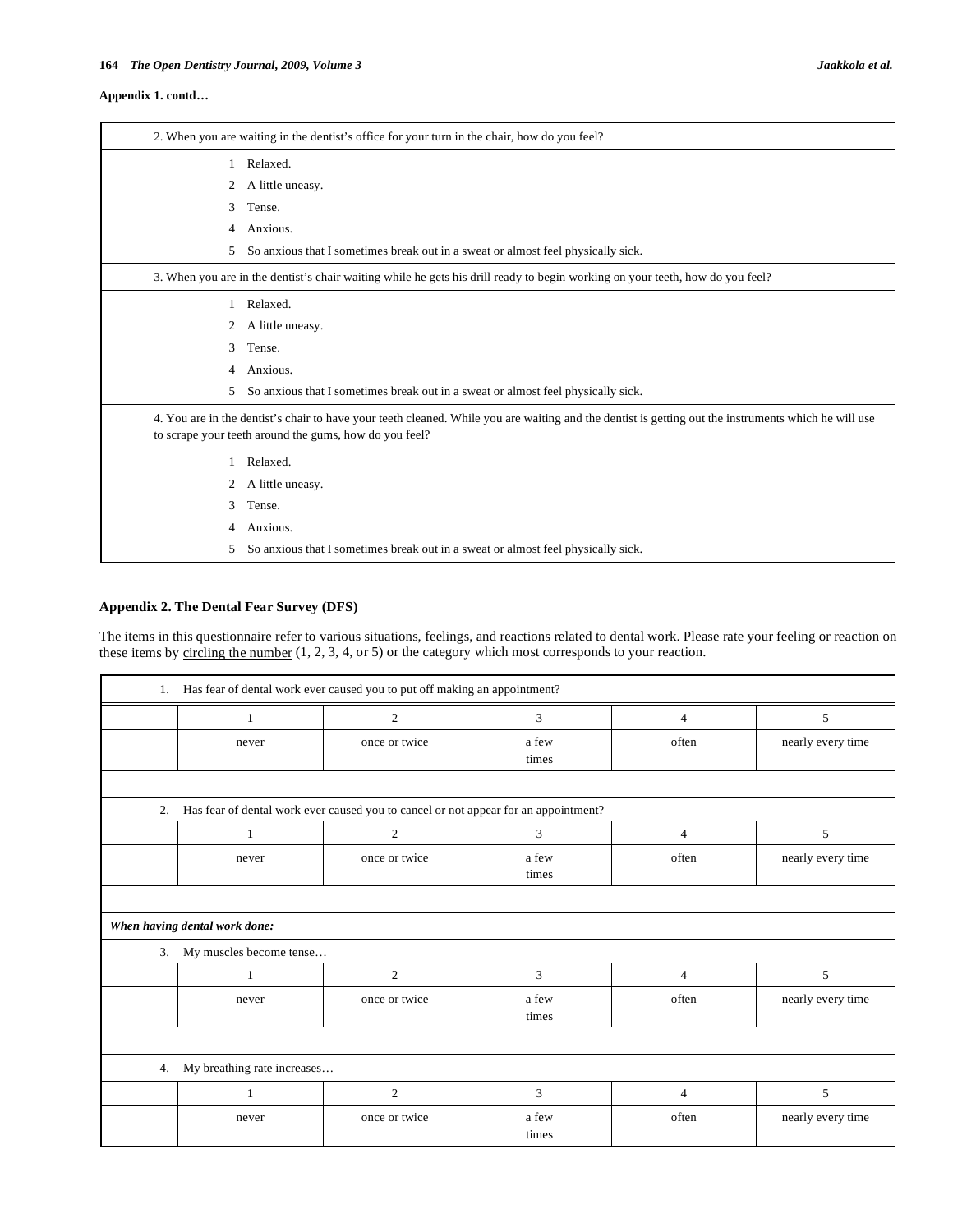**Appendix 1. contd…**

| 2. When you are waiting in the dentist's office for your turn in the chair, how do you feel? |
|---|
| 1 Relaxed.<br>2 A little uneasy.<br>3 Tense.<br>4 Anxious.<br>5 So anxious that I sometimes break out in a sweat or almost feel physically sick. |
| 3. When you are in the dentist's chair waiting while he gets his drill ready to begin working on your teeth, how do you feel? |
| 1 Relaxed.<br>2 A little uneasy.<br>3 Tense.<br>4 Anxious.<br>5 So anxious that I sometimes break out in a sweat or almost feel physically sick. |
| 4. You are in the dentist's chair to have your teeth cleaned. While you are waiting and the dentist is getting out the instruments which he will use to scrape your teeth around the gums, how do you feel? |
| 1 Relaxed.<br>2 A little uneasy.<br>3 Tense.<br>4 Anxious.<br>5 So anxious that I sometimes break out in a sweat or almost feel physically sick. |

**Appendix 2. The Dental Fear Survey (DFS)**

The items in this questionnaire refer to various situations, feelings, and reactions related to dental work. Please rate your feeling or reaction on these items by circling the number (1, 2, 3, 4, or 5) or the category which most corresponds to your reaction.

| | | | | | |
|---|---|---|---|---|---|
| 1. Has fear of dental work ever caused you to put off making an appointment? | | | | | |
| | 1 | 2 | 3 | 4 | 5 |
| | never | once or twice | a few times | often | nearly every time |
| 2. Has fear of dental work ever caused you to cancel or not appear for an appointment? | | | | | |
| | 1 | 2 | 3 | 4 | 5 |
| | never | once or twice | a few times | often | nearly every time |
| *When having dental work done:* | | | | | |
| 3. My muscles become tense… | | | | | |
| | 1 | 2 | 3 | 4 | 5 |
| | never | once or twice | a few times | often | nearly every time |
| 4. My breathing rate increases… | | | | | |
| | 1 | 2 | 3 | 4 | 5 |
| | never | once or twice | a few times | often | nearly every time |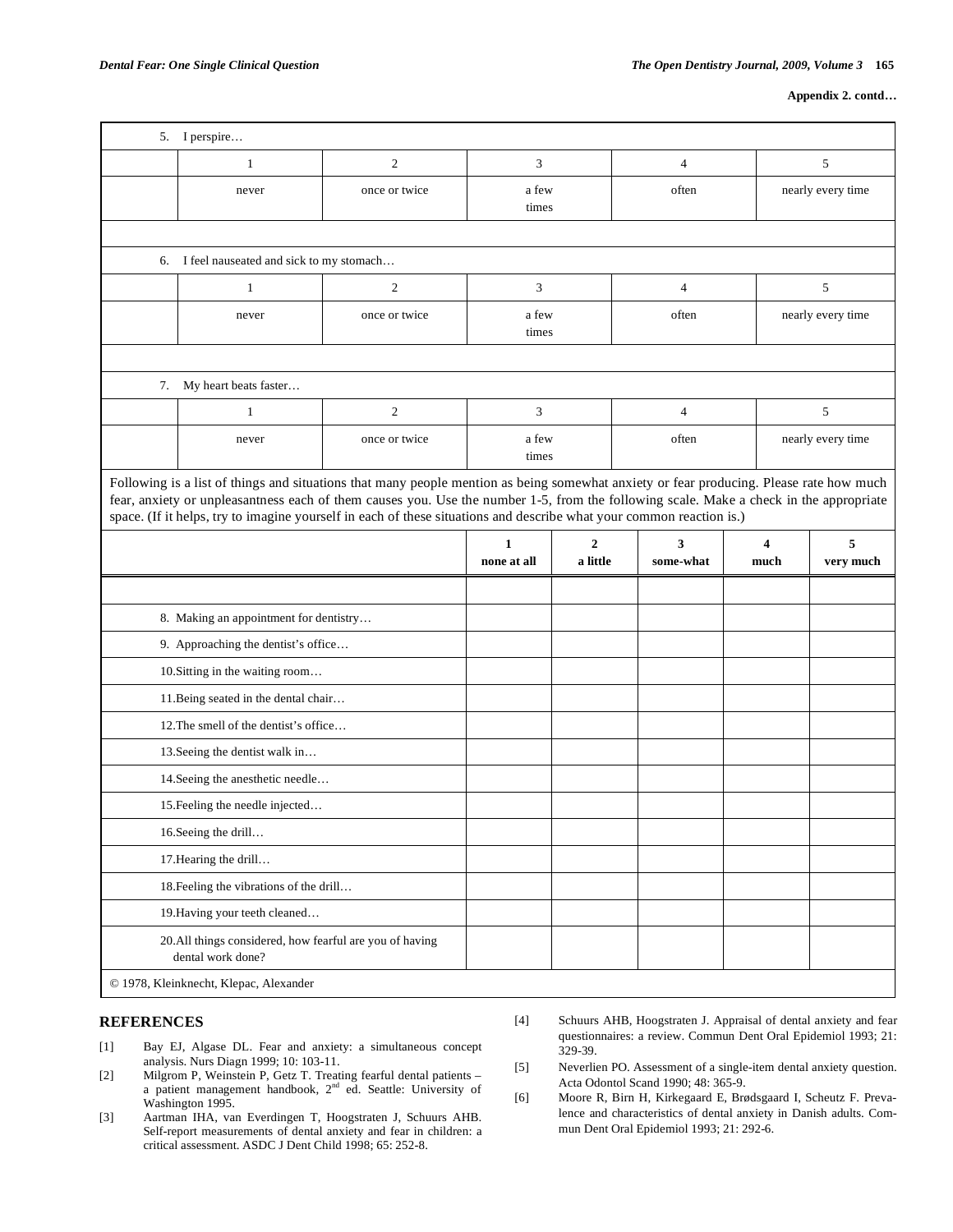**Appendix 2. contd…**

| 5. I perspire… | | | | | |
|---|---|---|---|---|---|
| | 1 | 2 | 3 | 4 | 5 |
| | never | once or twice | a few times | often | nearly every time |
| | | | | | |
| 6. I feel nauseated and sick to my stomach… | | | | | |
| | 1 | 2 | 3 | 4 | 5 |
| | never | once or twice | a few times | often | nearly every time |
| | | | | | |
| 7. My heart beats faster… | | | | | |
| | 1 | 2 | 3 | 4 | 5 |
| | never | once or twice | a few times | often | nearly every time |

Following is a list of things and situations that many people mention as being somewhat anxiety or fear producing. Please rate how much fear, anxiety or unpleasantness each of them causes you. Use the number 1-5, from the following scale. Make a check in the appropriate space. (If it helps, try to imagine yourself in each of these situations and describe what your common reaction is.)

| | 1 none at all | 2 a little | 3 some-what | 4 much | 5 very much |
|---|---|---|---|---|---|
| | | | | | |
| 8. Making an appointment for dentistry… | | | | | |
| 9. Approaching the dentist's office… | | | | | |
| 10. Sitting in the waiting room… | | | | | |
| 11. Being seated in the dental chair… | | | | | |
| 12. The smell of the dentist's office… | | | | | |
| 13. Seeing the dentist walk in… | | | | | |
| 14. Seeing the anesthetic needle… | | | | | |
| 15. Feeling the needle injected… | | | | | |
| 16. Seeing the drill… | | | | | |
| 17. Hearing the drill… | | | | | |
| 18. Feeling the vibrations of the drill… | | | | | |
| 19. Having your teeth cleaned… | | | | | |
| 20. All things considered, how fearful are you of having dental work done? | | | | | |

© 1978, Kleinknecht, Klepac, Alexander

## REFERENCES

[1] Bay EJ, Algase DL. Fear and anxiety: a simultaneous concept analysis. Nurs Diagn 1999; 10: 103-11.

[2] Milgrom P, Weinstein P, Getz T. Treating fearful dental patients – a patient management handbook, 2nd ed. Seattle: University of Washington 1995.

[3] Aartman IHA, van Everdingen T, Hoogstraten J, Schuurs AHB. Self-report measurements of dental anxiety and fear in children: a critical assessment. ASDC J Dent Child 1998; 65: 252-8.

[4] Schuurs AHB, Hoogstraten J. Appraisal of dental anxiety and fear questionnaires: a review. Commun Dent Oral Epidemiol 1993; 21: 329-39.

[5] Neverlien PO. Assessment of a single-item dental anxiety question. Acta Odontol Scand 1990; 48: 365-9.

[6] Moore R, Birn H, Kirkegaard E, Brødsgaard I, Scheutz F. Prevalence and characteristics of dental anxiety in Danish adults. Commun Dent Oral Epidemiol 1993; 21: 292-6.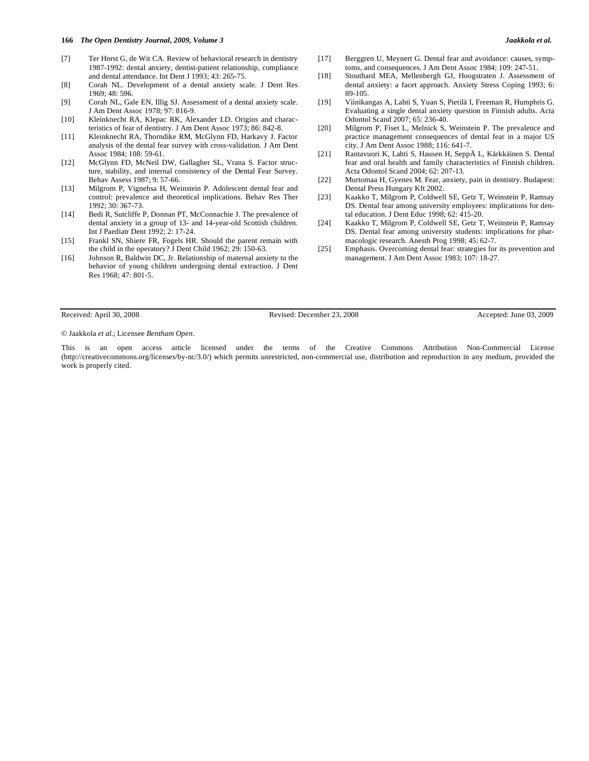[7] Ter Horst G, de Wit CA. Review of behavioral research in dentistry 1987-1992: dental anxiety, dentist-patient relationship, compliance and dental attendance. Int Dent J 1993; 43: 265-75.

[8] Corah NL. Development of a dental anxiety scale. J Dent Res 1969; 48: 596.

[9] Corah NL, Gale EN, Illig SJ. Assessment of a dental anxiety scale. J Am Dent Assoc 1978; 97: 816-9.

[10] Kleinknecht RA, Klepac RK, Alexander LD. Origins and characteristics of fear of dentistry. J Am Dent Assoc 1973; 86: 842-8.

[11] Kleinknecht RA, Thorndike RM, McGlynn FD, Harkavy J. Factor analysis of the dental fear survey with cross-validation. J Am Dent Assoc 1984; 108: 59-61.

[12] McGlynn FD, McNeil DW, Gallagher SL, Vrana S. Factor structure, stability, and internal consistency of the Dental Fear Survey. Behav Assess 1987; 9: 57-66.

[13] Milgrom P, Vignehsa H, Weinstein P. Adolescent dental fear and control: prevalence and theoretical implications. Behav Res Ther 1992; 30: 367-73.

[14] Bedi R, Sutcliffe P, Donnan PT, McConnachie J. The prevalence of dental anxiety in a group of 13- and 14-year-old Scottish children. Int J Paediatr Dent 1992; 2: 17-24.

[15] Frankl SN, Shiere FR, Fogels HR. Should the parent remain with the child in the operatory? J Dent Child 1962; 29: 150-63.

[16] Johnson R, Baldwin DC, Jr. Relationship of maternal anxiety to the behavior of young children undergoing dental extraction. J Dent Res 1968; 47: 801-5.

[17] Berggren U, Meynert G. Dental fear and avoidance: causes, symptoms, and consequences. J Am Dent Assoc 1984; 109: 247-51.

[18] Stouthard MEA, Mellenbergh GJ, Hoogstraten J. Assessment of dental anxiety: a facet approach. Anxiety Stress Coping 1993; 6: 89-105.

[19] Viinikangas A, Lahti S, Yuan S, Pietilä I, Freeman R, Humphris G. Evaluating a single dental anxiety question in Finnish adults. Acta Odontol Scand 2007; 65: 236-40.

[20] Milgrom P, Fiset L, Melnick S, Weinstein P. The prevalence and practice management consequences of dental fear in a major US city. J Am Dent Assoc 1988; 116: 641-7.

[21] Rantavuori K, Lahti S, Hausen H, SeppÄ L, Kärkkäinen S. Dental fear and oral health and family characteristics of Finnish children. Acta Odontol Scand 2004; 62: 207-13.

[22] Murtomaa H, Gyenes M. Fear, anxiety, pain in dentistry. Budapest: Dental Press Hungary Kft 2002.

[23] Kaakko T, Milgrom P, Coldwell SE, Getz T, Weinstein P, Ramsay DS. Dental fear among university employees: implications for dental education. J Dent Educ 1998; 62: 415-20.

[24] Kaakko T, Milgrom P, Coldwell SE, Getz T, Weinstein P, Ramsay DS. Dental fear among university students: implications for pharmacologic research. Anesth Prog 1998; 45: 62-7.

[25] Emphasis. Overcoming dental fear: strategies for its prevention and management. J Am Dent Assoc 1983; 107: 18-27.

Received: April 30, 2008 Revised: December 23, 2008 Accepted: June 03, 2009

© Jaakkola *et al.*; Licensee *Bentham Open*.

This is an open access article licensed under the terms of the Creative Commons Attribution Non-Commercial License (http://creativecommons.org/licenses/by-nc/3.0/) which permits unrestricted, non-commercial use, distribution and reproduction in any medium, provided the work is properly cited.